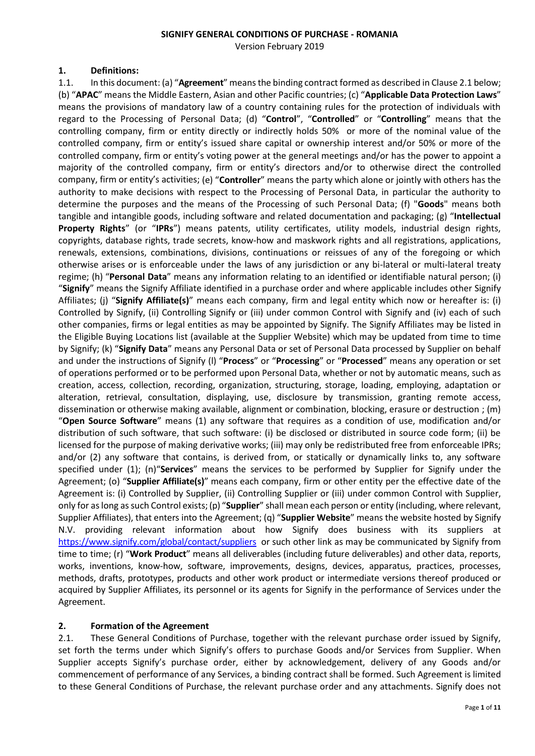**SIGNIFY GENERAL CONDITIONS OF PURCHASE - ROMANIA**

Version February 2019

## 1. Definitions:

1.1. In this document: (a) "**Agreement**" means the binding contract formed as described in Clause 2.1 below; (b) "**APAC**" means the Middle Eastern, Asian and other Pacific countries; (c) "**Applicable Data Protection Laws**" means the provisions of mandatory law of a country containing rules for the protection of individuals with regard to the Processing of Personal Data; (d) "**Control**", "**Controlled**" or "**Controlling**" means that the controlling company, firm or entity directly or indirectly holds 50% or more of the nominal value of the controlled company, firm or entity's issued share capital or ownership interest and/or 50% or more of the controlled company, firm or entity's voting power at the general meetings and/or has the power to appoint a majority of the controlled company, firm or entity's directors and/or to otherwise direct the controlled company, firm or entity's activities; (e) "**Controller**" means the party which alone or jointly with others has the authority to make decisions with respect to the Processing of Personal Data, in particular the authority to determine the purposes and the means of the Processing of such Personal Data; (f) "**Goods**" means both tangible and intangible goods, including software and related documentation and packaging; (g) "**Intellectual Property Rights**" (or "**IPRs**") means patents, utility certificates, utility models, industrial design rights, copyrights, database rights, trade secrets, know-how and maskwork rights and all registrations, applications, renewals, extensions, combinations, divisions, continuations or reissues of any of the foregoing or which otherwise arises or is enforceable under the laws of any jurisdiction or any bi-lateral or multi-lateral treaty regime; (h) "**Personal Data**" means any information relating to an identified or identifiable natural person; (i) "**Signify**" means the Signify Affiliate identified in a purchase order and where applicable includes other Signify Affiliates; (j) "**Signify Affiliate(s)**" means each company, firm and legal entity which now or hereafter is: (i) Controlled by Signify, (ii) Controlling Signify or (iii) under common Control with Signify and (iv) each of such other companies, firms or legal entities as may be appointed by Signify. The Signify Affiliates may be listed in the Eligible Buying Locations list (available at the Supplier Website) which may be updated from time to time by Signify; (k) "**Signify Data**" means any Personal Data or set of Personal Data processed by Supplier on behalf and under the instructions of Signify (l) "**Process**" or "**Processing**" or "**Processed**" means any operation or set of operations performed or to be performed upon Personal Data, whether or not by automatic means, such as creation, access, collection, recording, organization, structuring, storage, loading, employing, adaptation or alteration, retrieval, consultation, displaying, use, disclosure by transmission, granting remote access, dissemination or otherwise making available, alignment or combination, blocking, erasure or destruction ; (m) "**Open Source Software**" means (1) any software that requires as a condition of use, modification and/or distribution of such software, that such software: (i) be disclosed or distributed in source code form; (ii) be licensed for the purpose of making derivative works; (iii) may only be redistributed free from enforceable IPRs; and/or (2) any software that contains, is derived from, or statically or dynamically links to, any software specified under (1); (n)"**Services**" means the services to be performed by Supplier for Signify under the Agreement; (o) "**Supplier Affiliate(s)**" means each company, firm or other entity per the effective date of the Agreement is: (i) Controlled by Supplier, (ii) Controlling Supplier or (iii) under common Control with Supplier, only for as long as such Control exists; (p) "**Supplier**" shall mean each person or entity (including, where relevant, Supplier Affiliates), that enters into the Agreement; (q) "**Supplier Website**" means the website hosted by Signify N.V. providing relevant information about how Signify does business with its suppliers at https://www.signify.com/global/contact/suppliers or such other link as may be communicated by Signify from time to time; (r) "**Work Product**" means all deliverables (including future deliverables) and other data, reports, works, inventions, know-how, software, improvements, designs, devices, apparatus, practices, processes, methods, drafts, prototypes, products and other work product or intermediate versions thereof produced or acquired by Supplier Affiliates, its personnel or its agents for Signify in the performance of Services under the Agreement.

## 2. Formation of the Agreement

2.1. These General Conditions of Purchase, together with the relevant purchase order issued by Signify, set forth the terms under which Signify's offers to purchase Goods and/or Services from Supplier. When Supplier accepts Signify's purchase order, either by acknowledgement, delivery of any Goods and/or commencement of performance of any Services, a binding contract shall be formed. Such Agreement is limited to these General Conditions of Purchase, the relevant purchase order and any attachments. Signify does not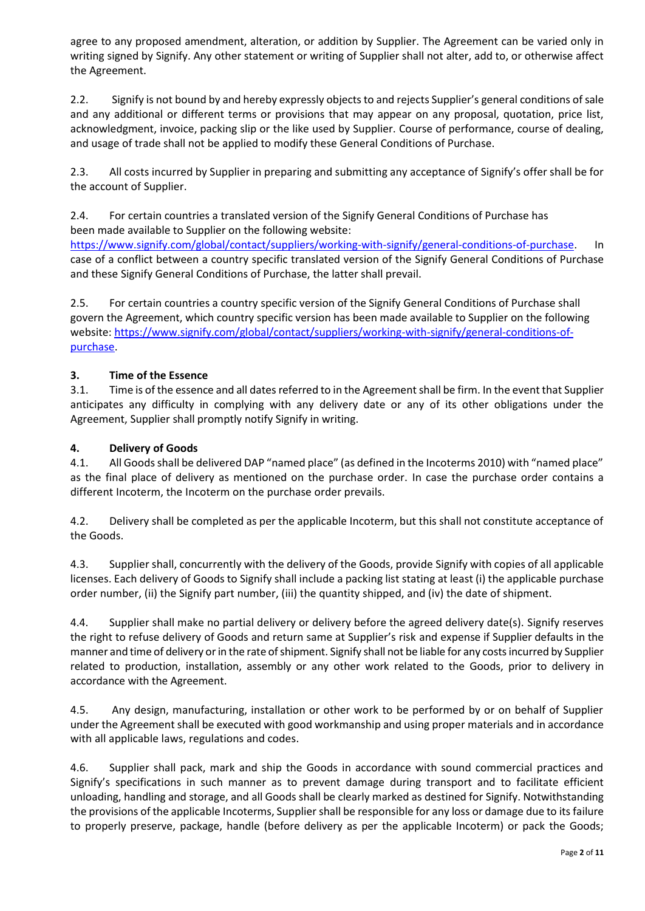agree to any proposed amendment, alteration, or addition by Supplier. The Agreement can be varied only in writing signed by Signify. Any other statement or writing of Supplier shall not alter, add to, or otherwise affect the Agreement.

2.2. Signify is not bound by and hereby expressly objects to and rejects Supplier's general conditions of sale and any additional or different terms or provisions that may appear on any proposal, quotation, price list, acknowledgment, invoice, packing slip or the like used by Supplier. Course of performance, course of dealing, and usage of trade shall not be applied to modify these General Conditions of Purchase.

2.3. All costs incurred by Supplier in preparing and submitting any acceptance of Signify's offer shall be for the account of Supplier.

2.4. For certain countries a translated version of the Signify General Conditions of Purchase has been made available to Supplier on the following website: https://www.signify.com/global/contact/suppliers/working-with-signify/general-conditions-of-purchase. In case of a conflict between a country specific translated version of the Signify General Conditions of Purchase and these Signify General Conditions of Purchase, the latter shall prevail.

2.5. For certain countries a country specific version of the Signify General Conditions of Purchase shall govern the Agreement, which country specific version has been made available to Supplier on the following website: https://www.signify.com/global/contact/suppliers/working-with-signify/general-conditions-of-purchase.

### 3. Time of the Essence

3.1. Time is of the essence and all dates referred to in the Agreement shall be firm. In the event that Supplier anticipates any difficulty in complying with any delivery date or any of its other obligations under the Agreement, Supplier shall promptly notify Signify in writing.

### 4. Delivery of Goods

4.1. All Goods shall be delivered DAP "named place" (as defined in the Incoterms 2010) with "named place" as the final place of delivery as mentioned on the purchase order. In case the purchase order contains a different Incoterm, the Incoterm on the purchase order prevails.

4.2. Delivery shall be completed as per the applicable Incoterm, but this shall not constitute acceptance of the Goods.

4.3. Supplier shall, concurrently with the delivery of the Goods, provide Signify with copies of all applicable licenses. Each delivery of Goods to Signify shall include a packing list stating at least (i) the applicable purchase order number, (ii) the Signify part number, (iii) the quantity shipped, and (iv) the date of shipment.

4.4. Supplier shall make no partial delivery or delivery before the agreed delivery date(s). Signify reserves the right to refuse delivery of Goods and return same at Supplier's risk and expense if Supplier defaults in the manner and time of delivery or in the rate of shipment. Signify shall not be liable for any costs incurred by Supplier related to production, installation, assembly or any other work related to the Goods, prior to delivery in accordance with the Agreement.

4.5. Any design, manufacturing, installation or other work to be performed by or on behalf of Supplier under the Agreement shall be executed with good workmanship and using proper materials and in accordance with all applicable laws, regulations and codes.

4.6. Supplier shall pack, mark and ship the Goods in accordance with sound commercial practices and Signify's specifications in such manner as to prevent damage during transport and to facilitate efficient unloading, handling and storage, and all Goods shall be clearly marked as destined for Signify. Notwithstanding the provisions of the applicable Incoterms, Supplier shall be responsible for any loss or damage due to its failure to properly preserve, package, handle (before delivery as per the applicable Incoterm) or pack the Goods;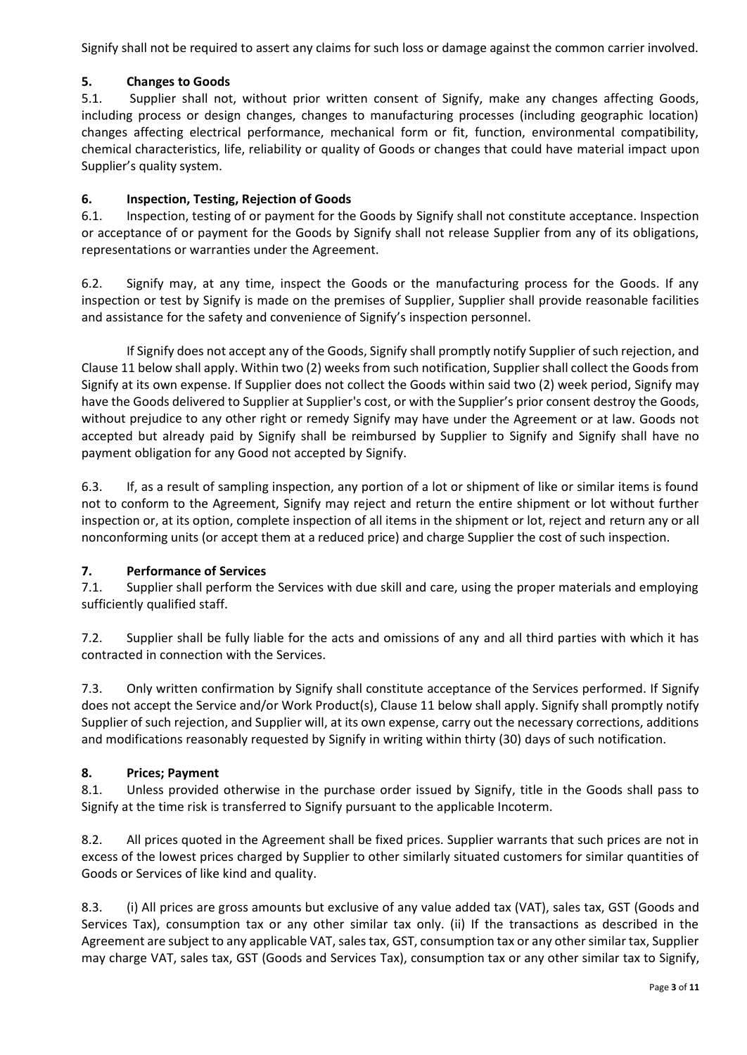Signify shall not be required to assert any claims for such loss or damage against the common carrier involved.

## 5. Changes to Goods

5.1. Supplier shall not, without prior written consent of Signify, make any changes affecting Goods, including process or design changes, changes to manufacturing processes (including geographic location) changes affecting electrical performance, mechanical form or fit, function, environmental compatibility, chemical characteristics, life, reliability or quality of Goods or changes that could have material impact upon Supplier's quality system.

## 6. Inspection, Testing, Rejection of Goods

6.1. Inspection, testing of or payment for the Goods by Signify shall not constitute acceptance. Inspection or acceptance of or payment for the Goods by Signify shall not release Supplier from any of its obligations, representations or warranties under the Agreement.

6.2. Signify may, at any time, inspect the Goods or the manufacturing process for the Goods. If any inspection or test by Signify is made on the premises of Supplier, Supplier shall provide reasonable facilities and assistance for the safety and convenience of Signify's inspection personnel.

If Signify does not accept any of the Goods, Signify shall promptly notify Supplier of such rejection, and Clause 11 below shall apply. Within two (2) weeks from such notification, Supplier shall collect the Goods from Signify at its own expense. If Supplier does not collect the Goods within said two (2) week period, Signify may have the Goods delivered to Supplier at Supplier's cost, or with the Supplier's prior consent destroy the Goods, without prejudice to any other right or remedy Signify may have under the Agreement or at law. Goods not accepted but already paid by Signify shall be reimbursed by Supplier to Signify and Signify shall have no payment obligation for any Good not accepted by Signify.

6.3. If, as a result of sampling inspection, any portion of a lot or shipment of like or similar items is found not to conform to the Agreement, Signify may reject and return the entire shipment or lot without further inspection or, at its option, complete inspection of all items in the shipment or lot, reject and return any or all nonconforming units (or accept them at a reduced price) and charge Supplier the cost of such inspection.

## 7. Performance of Services

7.1. Supplier shall perform the Services with due skill and care, using the proper materials and employing sufficiently qualified staff.

7.2. Supplier shall be fully liable for the acts and omissions of any and all third parties with which it has contracted in connection with the Services.

7.3. Only written confirmation by Signify shall constitute acceptance of the Services performed. If Signify does not accept the Service and/or Work Product(s), Clause 11 below shall apply. Signify shall promptly notify Supplier of such rejection, and Supplier will, at its own expense, carry out the necessary corrections, additions and modifications reasonably requested by Signify in writing within thirty (30) days of such notification.

## 8. Prices; Payment

8.1. Unless provided otherwise in the purchase order issued by Signify, title in the Goods shall pass to Signify at the time risk is transferred to Signify pursuant to the applicable Incoterm.

8.2. All prices quoted in the Agreement shall be fixed prices. Supplier warrants that such prices are not in excess of the lowest prices charged by Supplier to other similarly situated customers for similar quantities of Goods or Services of like kind and quality.

8.3. (i) All prices are gross amounts but exclusive of any value added tax (VAT), sales tax, GST (Goods and Services Tax), consumption tax or any other similar tax only. (ii) If the transactions as described in the Agreement are subject to any applicable VAT, sales tax, GST, consumption tax or any other similar tax, Supplier may charge VAT, sales tax, GST (Goods and Services Tax), consumption tax or any other similar tax to Signify,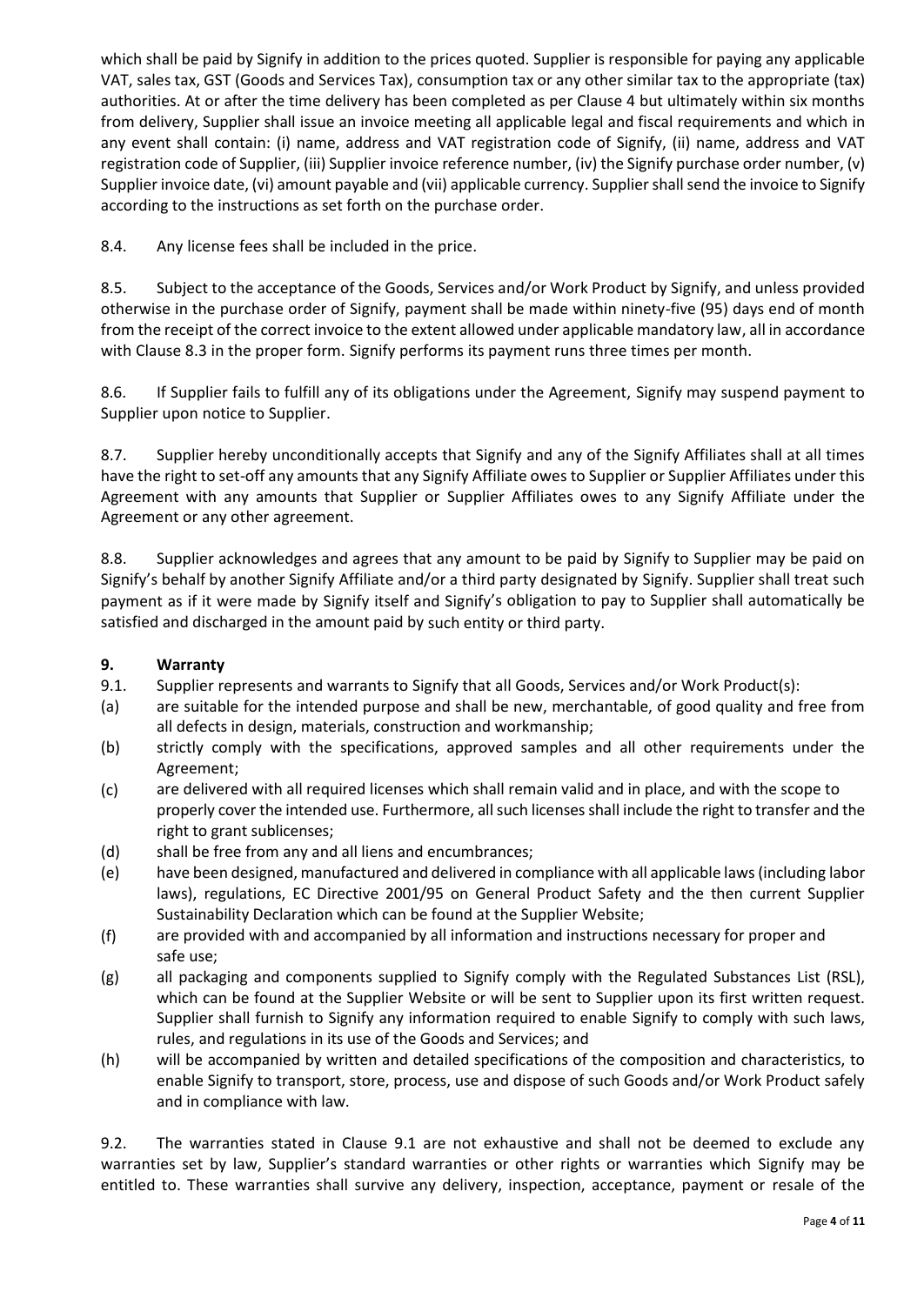which shall be paid by Signify in addition to the prices quoted. Supplier is responsible for paying any applicable VAT, sales tax, GST (Goods and Services Tax), consumption tax or any other similar tax to the appropriate (tax) authorities. At or after the time delivery has been completed as per Clause 4 but ultimately within six months from delivery, Supplier shall issue an invoice meeting all applicable legal and fiscal requirements and which in any event shall contain: (i) name, address and VAT registration code of Signify, (ii) name, address and VAT registration code of Supplier, (iii) Supplier invoice reference number, (iv) the Signify purchase order number, (v) Supplier invoice date, (vi) amount payable and (vii) applicable currency. Supplier shall send the invoice to Signify according to the instructions as set forth on the purchase order.

8.4. Any license fees shall be included in the price.

8.5. Subject to the acceptance of the Goods, Services and/or Work Product by Signify, and unless provided otherwise in the purchase order of Signify, payment shall be made within ninety-five (95) days end of month from the receipt of the correct invoice to the extent allowed under applicable mandatory law, all in accordance with Clause 8.3 in the proper form. Signify performs its payment runs three times per month.

8.6. If Supplier fails to fulfill any of its obligations under the Agreement, Signify may suspend payment to Supplier upon notice to Supplier.

8.7. Supplier hereby unconditionally accepts that Signify and any of the Signify Affiliates shall at all times have the right to set-off any amounts that any Signify Affiliate owes to Supplier or Supplier Affiliates under this Agreement with any amounts that Supplier or Supplier Affiliates owes to any Signify Affiliate under the Agreement or any other agreement.

8.8. Supplier acknowledges and agrees that any amount to be paid by Signify to Supplier may be paid on Signify's behalf by another Signify Affiliate and/or a third party designated by Signify. Supplier shall treat such payment as if it were made by Signify itself and Signify's obligation to pay to Supplier shall automatically be satisfied and discharged in the amount paid by such entity or third party.

## 9. Warranty

9.1. Supplier represents and warrants to Signify that all Goods, Services and/or Work Product(s):

(a) are suitable for the intended purpose and shall be new, merchantable, of good quality and free from all defects in design, materials, construction and workmanship;

(b) strictly comply with the specifications, approved samples and all other requirements under the Agreement;

(c) are delivered with all required licenses which shall remain valid and in place, and with the scope to properly cover the intended use. Furthermore, all such licenses shall include the right to transfer and the right to grant sublicenses;

(d) shall be free from any and all liens and encumbrances;

(e) have been designed, manufactured and delivered in compliance with all applicable laws (including labor laws), regulations, EC Directive 2001/95 on General Product Safety and the then current Supplier Sustainability Declaration which can be found at the Supplier Website;

(f) are provided with and accompanied by all information and instructions necessary for proper and safe use;

(g) all packaging and components supplied to Signify comply with the Regulated Substances List (RSL), which can be found at the Supplier Website or will be sent to Supplier upon its first written request. Supplier shall furnish to Signify any information required to enable Signify to comply with such laws, rules, and regulations in its use of the Goods and Services; and

(h) will be accompanied by written and detailed specifications of the composition and characteristics, to enable Signify to transport, store, process, use and dispose of such Goods and/or Work Product safely and in compliance with law.

9.2. The warranties stated in Clause 9.1 are not exhaustive and shall not be deemed to exclude any warranties set by law, Supplier's standard warranties or other rights or warranties which Signify may be entitled to. These warranties shall survive any delivery, inspection, acceptance, payment or resale of the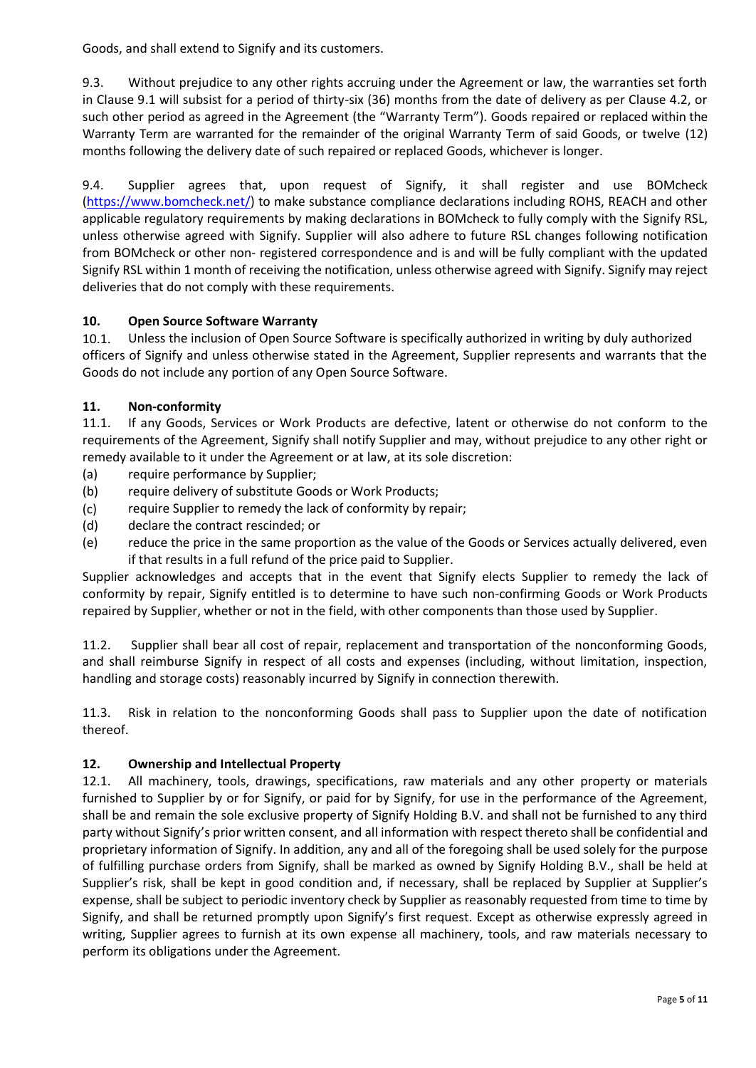Goods, and shall extend to Signify and its customers.

9.3. Without prejudice to any other rights accruing under the Agreement or law, the warranties set forth in Clause 9.1 will subsist for a period of thirty-six (36) months from the date of delivery as per Clause 4.2, or such other period as agreed in the Agreement (the "Warranty Term"). Goods repaired or replaced within the Warranty Term are warranted for the remainder of the original Warranty Term of said Goods, or twelve (12) months following the delivery date of such repaired or replaced Goods, whichever is longer.

9.4. Supplier agrees that, upon request of Signify, it shall register and use BOMcheck (https://www.bomcheck.net/) to make substance compliance declarations including ROHS, REACH and other applicable regulatory requirements by making declarations in BOMcheck to fully comply with the Signify RSL, unless otherwise agreed with Signify. Supplier will also adhere to future RSL changes following notification from BOMcheck or other non- registered correspondence and is and will be fully compliant with the updated Signify RSL within 1 month of receiving the notification, unless otherwise agreed with Signify. Signify may reject deliveries that do not comply with these requirements.

## 10. Open Source Software Warranty

10.1. Unless the inclusion of Open Source Software is specifically authorized in writing by duly authorized officers of Signify and unless otherwise stated in the Agreement, Supplier represents and warrants that the Goods do not include any portion of any Open Source Software.

## 11. Non-conformity

11.1. If any Goods, Services or Work Products are defective, latent or otherwise do not conform to the requirements of the Agreement, Signify shall notify Supplier and may, without prejudice to any other right or remedy available to it under the Agreement or at law, at its sole discretion:

(a) require performance by Supplier;
(b) require delivery of substitute Goods or Work Products;
(c) require Supplier to remedy the lack of conformity by repair;
(d) declare the contract rescinded; or
(e) reduce the price in the same proportion as the value of the Goods or Services actually delivered, even if that results in a full refund of the price paid to Supplier.

Supplier acknowledges and accepts that in the event that Signify elects Supplier to remedy the lack of conformity by repair, Signify entitled is to determine to have such non-confirming Goods or Work Products repaired by Supplier, whether or not in the field, with other components than those used by Supplier.

11.2. Supplier shall bear all cost of repair, replacement and transportation of the nonconforming Goods, and shall reimburse Signify in respect of all costs and expenses (including, without limitation, inspection, handling and storage costs) reasonably incurred by Signify in connection therewith.

11.3. Risk in relation to the nonconforming Goods shall pass to Supplier upon the date of notification thereof.

## 12. Ownership and Intellectual Property

12.1. All machinery, tools, drawings, specifications, raw materials and any other property or materials furnished to Supplier by or for Signify, or paid for by Signify, for use in the performance of the Agreement, shall be and remain the sole exclusive property of Signify Holding B.V. and shall not be furnished to any third party without Signify's prior written consent, and all information with respect thereto shall be confidential and proprietary information of Signify. In addition, any and all of the foregoing shall be used solely for the purpose of fulfilling purchase orders from Signify, shall be marked as owned by Signify Holding B.V., shall be held at Supplier's risk, shall be kept in good condition and, if necessary, shall be replaced by Supplier at Supplier's expense, shall be subject to periodic inventory check by Supplier as reasonably requested from time to time by Signify, and shall be returned promptly upon Signify's first request. Except as otherwise expressly agreed in writing, Supplier agrees to furnish at its own expense all machinery, tools, and raw materials necessary to perform its obligations under the Agreement.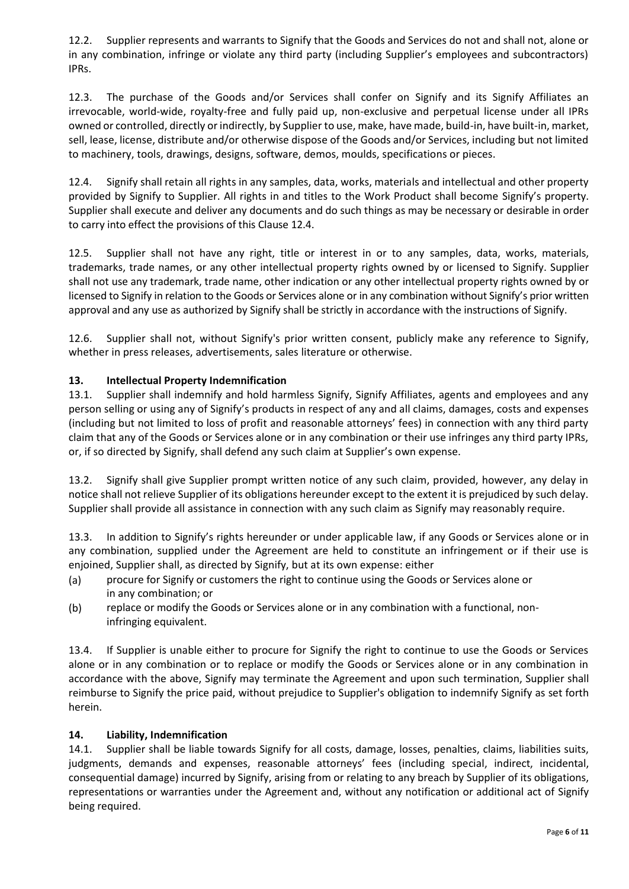12.2. Supplier represents and warrants to Signify that the Goods and Services do not and shall not, alone or in any combination, infringe or violate any third party (including Supplier's employees and subcontractors) IPRs.

12.3. The purchase of the Goods and/or Services shall confer on Signify and its Signify Affiliates an irrevocable, world-wide, royalty-free and fully paid up, non-exclusive and perpetual license under all IPRs owned or controlled, directly or indirectly, by Supplier to use, make, have made, build-in, have built-in, market, sell, lease, license, distribute and/or otherwise dispose of the Goods and/or Services, including but not limited to machinery, tools, drawings, designs, software, demos, moulds, specifications or pieces.

12.4. Signify shall retain all rights in any samples, data, works, materials and intellectual and other property provided by Signify to Supplier. All rights in and titles to the Work Product shall become Signify's property. Supplier shall execute and deliver any documents and do such things as may be necessary or desirable in order to carry into effect the provisions of this Clause 12.4.

12.5. Supplier shall not have any right, title or interest in or to any samples, data, works, materials, trademarks, trade names, or any other intellectual property rights owned by or licensed to Signify. Supplier shall not use any trademark, trade name, other indication or any other intellectual property rights owned by or licensed to Signify in relation to the Goods or Services alone or in any combination without Signify's prior written approval and any use as authorized by Signify shall be strictly in accordance with the instructions of Signify.

12.6. Supplier shall not, without Signify's prior written consent, publicly make any reference to Signify, whether in press releases, advertisements, sales literature or otherwise.

## 13. Intellectual Property Indemnification

13.1. Supplier shall indemnify and hold harmless Signify, Signify Affiliates, agents and employees and any person selling or using any of Signify's products in respect of any and all claims, damages, costs and expenses (including but not limited to loss of profit and reasonable attorneys' fees) in connection with any third party claim that any of the Goods or Services alone or in any combination or their use infringes any third party IPRs, or, if so directed by Signify, shall defend any such claim at Supplier's own expense.

13.2. Signify shall give Supplier prompt written notice of any such claim, provided, however, any delay in notice shall not relieve Supplier of its obligations hereunder except to the extent it is prejudiced by such delay. Supplier shall provide all assistance in connection with any such claim as Signify may reasonably require.

13.3. In addition to Signify's rights hereunder or under applicable law, if any Goods or Services alone or in any combination, supplied under the Agreement are held to constitute an infringement or if their use is enjoined, Supplier shall, as directed by Signify, but at its own expense: either

(a) procure for Signify or customers the right to continue using the Goods or Services alone or in any combination; or

(b) replace or modify the Goods or Services alone or in any combination with a functional, non-infringing equivalent.

13.4. If Supplier is unable either to procure for Signify the right to continue to use the Goods or Services alone or in any combination or to replace or modify the Goods or Services alone or in any combination in accordance with the above, Signify may terminate the Agreement and upon such termination, Supplier shall reimburse to Signify the price paid, without prejudice to Supplier's obligation to indemnify Signify as set forth herein.

## 14. Liability, Indemnification

14.1. Supplier shall be liable towards Signify for all costs, damage, losses, penalties, claims, liabilities suits, judgments, demands and expenses, reasonable attorneys' fees (including special, indirect, incidental, consequential damage) incurred by Signify, arising from or relating to any breach by Supplier of its obligations, representations or warranties under the Agreement and, without any notification or additional act of Signify being required.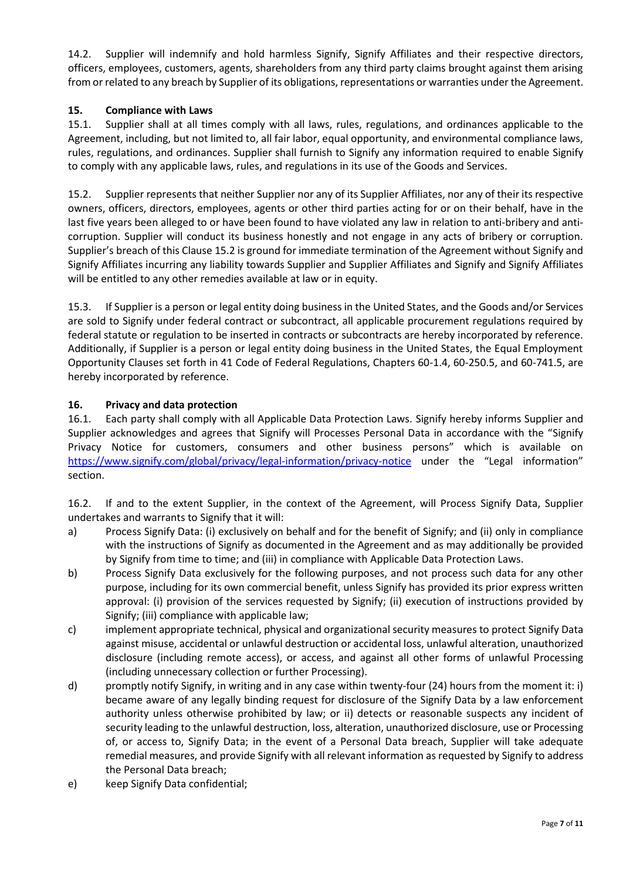14.2. Supplier will indemnify and hold harmless Signify, Signify Affiliates and their respective directors, officers, employees, customers, agents, shareholders from any third party claims brought against them arising from or related to any breach by Supplier of its obligations, representations or warranties under the Agreement.

## 15. Compliance with Laws

15.1. Supplier shall at all times comply with all laws, rules, regulations, and ordinances applicable to the Agreement, including, but not limited to, all fair labor, equal opportunity, and environmental compliance laws, rules, regulations, and ordinances. Supplier shall furnish to Signify any information required to enable Signify to comply with any applicable laws, rules, and regulations in its use of the Goods and Services.

15.2. Supplier represents that neither Supplier nor any of its Supplier Affiliates, nor any of their its respective owners, officers, directors, employees, agents or other third parties acting for or on their behalf, have in the last five years been alleged to or have been found to have violated any law in relation to anti-bribery and anti-corruption. Supplier will conduct its business honestly and not engage in any acts of bribery or corruption. Supplier's breach of this Clause 15.2 is ground for immediate termination of the Agreement without Signify and Signify Affiliates incurring any liability towards Supplier and Supplier Affiliates and Signify and Signify Affiliates will be entitled to any other remedies available at law or in equity.

15.3. If Supplier is a person or legal entity doing business in the United States, and the Goods and/or Services are sold to Signify under federal contract or subcontract, all applicable procurement regulations required by federal statute or regulation to be inserted in contracts or subcontracts are hereby incorporated by reference. Additionally, if Supplier is a person or legal entity doing business in the United States, the Equal Employment Opportunity Clauses set forth in 41 Code of Federal Regulations, Chapters 60-1.4, 60-250.5, and 60-741.5, are hereby incorporated by reference.

## 16. Privacy and data protection

16.1. Each party shall comply with all Applicable Data Protection Laws. Signify hereby informs Supplier and Supplier acknowledges and agrees that Signify will Processes Personal Data in accordance with the "Signify Privacy Notice for customers, consumers and other business persons" which is available on https://www.signify.com/global/privacy/legal-information/privacy-notice under the "Legal information" section.

16.2. If and to the extent Supplier, in the context of the Agreement, will Process Signify Data, Supplier undertakes and warrants to Signify that it will:

a) Process Signify Data: (i) exclusively on behalf and for the benefit of Signify; and (ii) only in compliance with the instructions of Signify as documented in the Agreement and as may additionally be provided by Signify from time to time; and (iii) in compliance with Applicable Data Protection Laws.

b) Process Signify Data exclusively for the following purposes, and not process such data for any other purpose, including for its own commercial benefit, unless Signify has provided its prior express written approval: (i) provision of the services requested by Signify; (ii) execution of instructions provided by Signify; (iii) compliance with applicable law;

c) implement appropriate technical, physical and organizational security measures to protect Signify Data against misuse, accidental or unlawful destruction or accidental loss, unlawful alteration, unauthorized disclosure (including remote access), or access, and against all other forms of unlawful Processing (including unnecessary collection or further Processing).

d) promptly notify Signify, in writing and in any case within twenty-four (24) hours from the moment it: i) became aware of any legally binding request for disclosure of the Signify Data by a law enforcement authority unless otherwise prohibited by law; or ii) detects or reasonable suspects any incident of security leading to the unlawful destruction, loss, alteration, unauthorized disclosure, use or Processing of, or access to, Signify Data; in the event of a Personal Data breach, Supplier will take adequate remedial measures, and provide Signify with all relevant information as requested by Signify to address the Personal Data breach;

e) keep Signify Data confidential;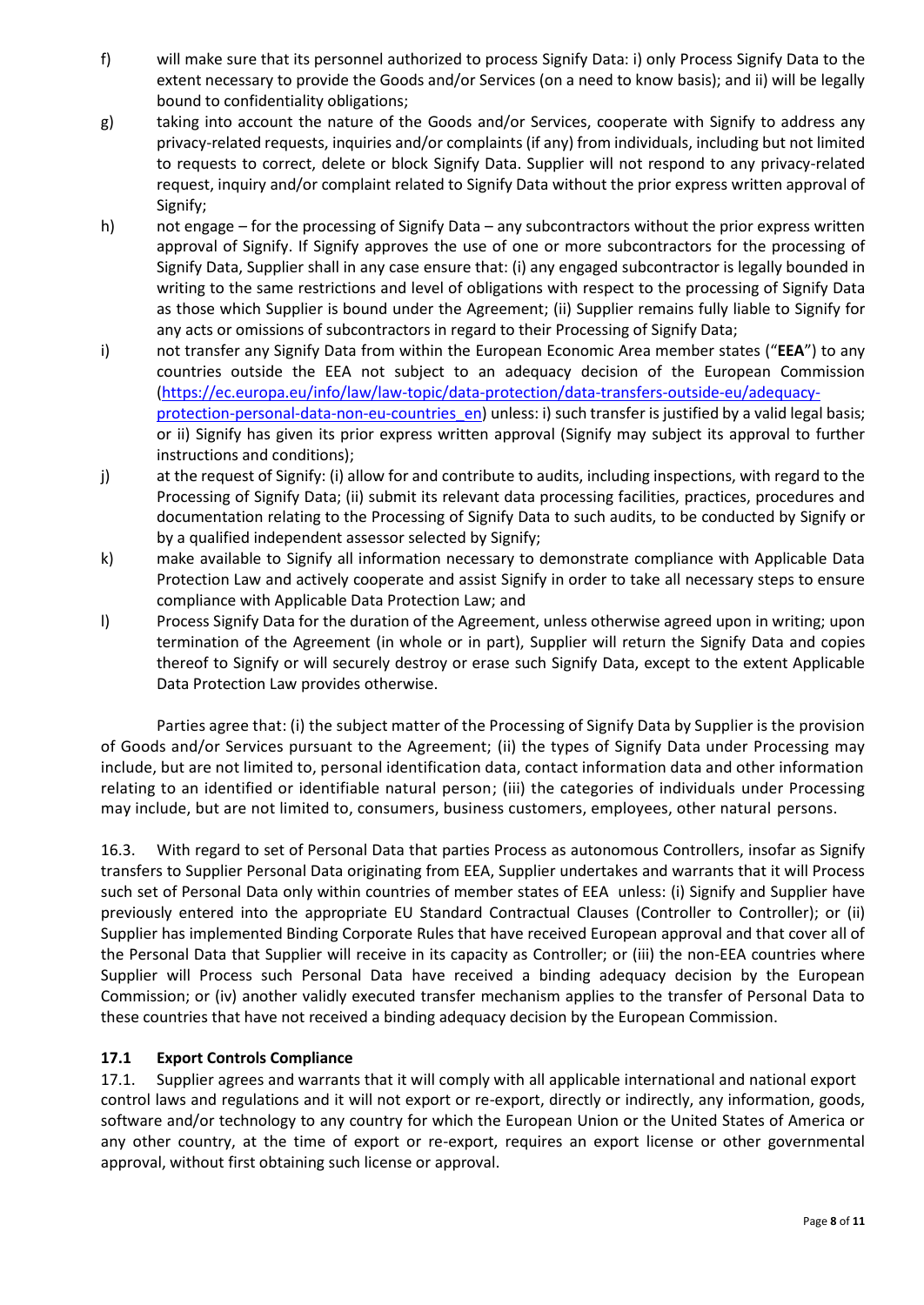f) will make sure that its personnel authorized to process Signify Data: i) only Process Signify Data to the extent necessary to provide the Goods and/or Services (on a need to know basis); and ii) will be legally bound to confidentiality obligations;

g) taking into account the nature of the Goods and/or Services, cooperate with Signify to address any privacy-related requests, inquiries and/or complaints (if any) from individuals, including but not limited to requests to correct, delete or block Signify Data. Supplier will not respond to any privacy-related request, inquiry and/or complaint related to Signify Data without the prior express written approval of Signify;

h) not engage – for the processing of Signify Data – any subcontractors without the prior express written approval of Signify. If Signify approves the use of one or more subcontractors for the processing of Signify Data, Supplier shall in any case ensure that: (i) any engaged subcontractor is legally bounded in writing to the same restrictions and level of obligations with respect to the processing of Signify Data as those which Supplier is bound under the Agreement; (ii) Supplier remains fully liable to Signify for any acts or omissions of subcontractors in regard to their Processing of Signify Data;

i) not transfer any Signify Data from within the European Economic Area member states ("**EEA**") to any countries outside the EEA not subject to an adequacy decision of the European Commission ([https://ec.europa.eu/info/law/law-topic/data-protection/data-transfers-outside-eu/adequacy-protection-personal-data-non-eu-countries_en](https://ec.europa.eu/info/law/law-topic/data-protection/data-transfers-outside-eu/adequacy-protection-personal-data-non-eu-countries_en)) unless: i) such transfer is justified by a valid legal basis; or ii) Signify has given its prior express written approval (Signify may subject its approval to further instructions and conditions);

j) at the request of Signify: (i) allow for and contribute to audits, including inspections, with regard to the Processing of Signify Data; (ii) submit its relevant data processing facilities, practices, procedures and documentation relating to the Processing of Signify Data to such audits, to be conducted by Signify or by a qualified independent assessor selected by Signify;

k) make available to Signify all information necessary to demonstrate compliance with Applicable Data Protection Law and actively cooperate and assist Signify in order to take all necessary steps to ensure compliance with Applicable Data Protection Law; and

l) Process Signify Data for the duration of the Agreement, unless otherwise agreed upon in writing; upon termination of the Agreement (in whole or in part), Supplier will return the Signify Data and copies thereof to Signify or will securely destroy or erase such Signify Data, except to the extent Applicable Data Protection Law provides otherwise.

Parties agree that: (i) the subject matter of the Processing of Signify Data by Supplier is the provision of Goods and/or Services pursuant to the Agreement; (ii) the types of Signify Data under Processing may include, but are not limited to, personal identification data, contact information data and other information relating to an identified or identifiable natural person; (iii) the categories of individuals under Processing may include, but are not limited to, consumers, business customers, employees, other natural persons.

16.3. With regard to set of Personal Data that parties Process as autonomous Controllers, insofar as Signify transfers to Supplier Personal Data originating from EEA, Supplier undertakes and warrants that it will Process such set of Personal Data only within countries of member states of EEA unless: (i) Signify and Supplier have previously entered into the appropriate EU Standard Contractual Clauses (Controller to Controller); or (ii) Supplier has implemented Binding Corporate Rules that have received European approval and that cover all of the Personal Data that Supplier will receive in its capacity as Controller; or (iii) the non-EEA countries where Supplier will Process such Personal Data have received a binding adequacy decision by the European Commission; or (iv) another validly executed transfer mechanism applies to the transfer of Personal Data to these countries that have not received a binding adequacy decision by the European Commission.

### 17.1 Export Controls Compliance

17.1. Supplier agrees and warrants that it will comply with all applicable international and national export control laws and regulations and it will not export or re-export, directly or indirectly, any information, goods, software and/or technology to any country for which the European Union or the United States of America or any other country, at the time of export or re-export, requires an export license or other governmental approval, without first obtaining such license or approval.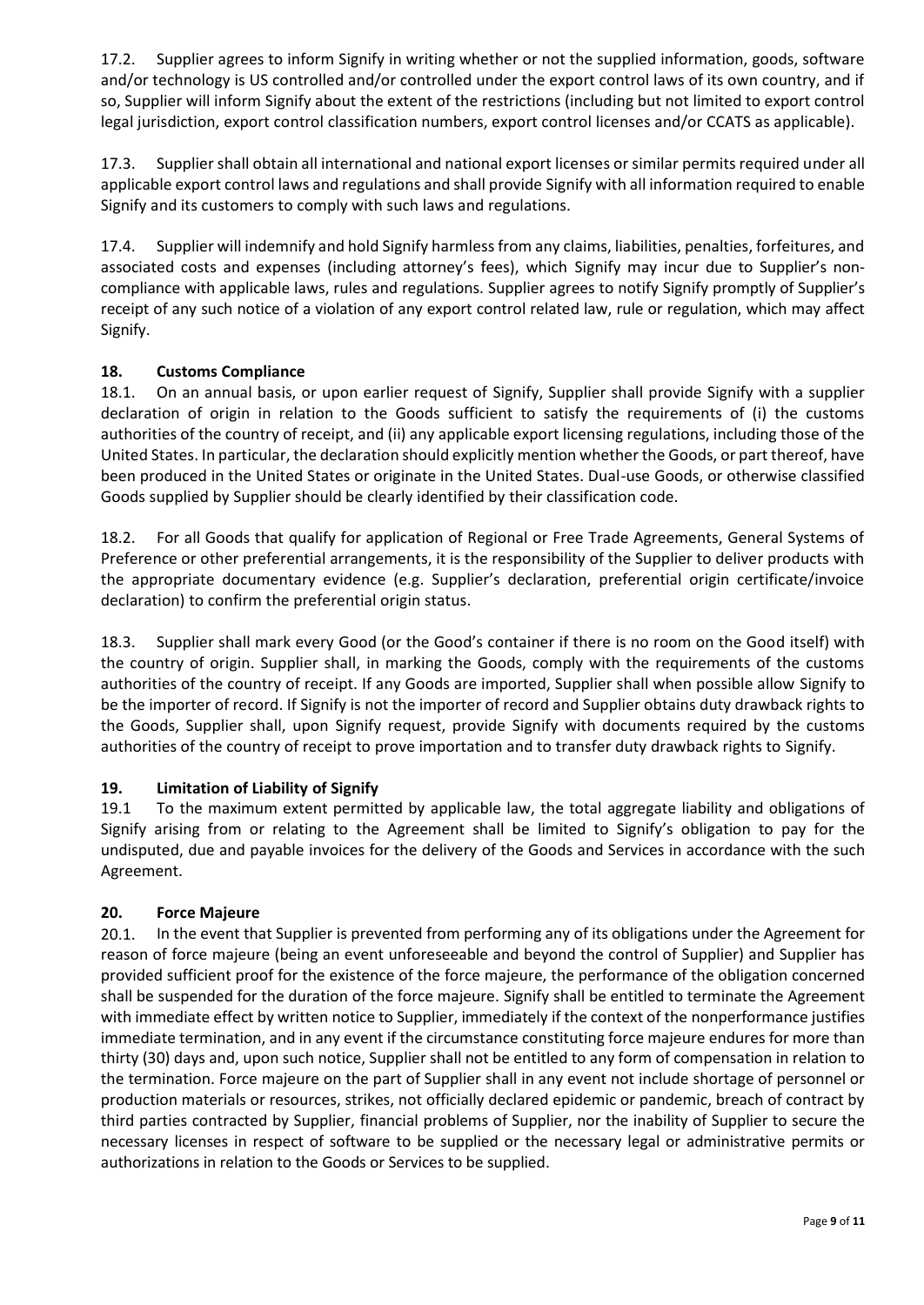17.2. Supplier agrees to inform Signify in writing whether or not the supplied information, goods, software and/or technology is US controlled and/or controlled under the export control laws of its own country, and if so, Supplier will inform Signify about the extent of the restrictions (including but not limited to export control legal jurisdiction, export control classification numbers, export control licenses and/or CCATS as applicable).

17.3. Supplier shall obtain all international and national export licenses or similar permits required under all applicable export control laws and regulations and shall provide Signify with all information required to enable Signify and its customers to comply with such laws and regulations.

17.4. Supplier will indemnify and hold Signify harmless from any claims, liabilities, penalties, forfeitures, and associated costs and expenses (including attorney's fees), which Signify may incur due to Supplier's non-compliance with applicable laws, rules and regulations. Supplier agrees to notify Signify promptly of Supplier's receipt of any such notice of a violation of any export control related law, rule or regulation, which may affect Signify.

## 18. Customs Compliance

18.1. On an annual basis, or upon earlier request of Signify, Supplier shall provide Signify with a supplier declaration of origin in relation to the Goods sufficient to satisfy the requirements of (i) the customs authorities of the country of receipt, and (ii) any applicable export licensing regulations, including those of the United States. In particular, the declaration should explicitly mention whether the Goods, or part thereof, have been produced in the United States or originate in the United States. Dual-use Goods, or otherwise classified Goods supplied by Supplier should be clearly identified by their classification code.

18.2. For all Goods that qualify for application of Regional or Free Trade Agreements, General Systems of Preference or other preferential arrangements, it is the responsibility of the Supplier to deliver products with the appropriate documentary evidence (e.g. Supplier's declaration, preferential origin certificate/invoice declaration) to confirm the preferential origin status.

18.3. Supplier shall mark every Good (or the Good's container if there is no room on the Good itself) with the country of origin. Supplier shall, in marking the Goods, comply with the requirements of the customs authorities of the country of receipt. If any Goods are imported, Supplier shall when possible allow Signify to be the importer of record. If Signify is not the importer of record and Supplier obtains duty drawback rights to the Goods, Supplier shall, upon Signify request, provide Signify with documents required by the customs authorities of the country of receipt to prove importation and to transfer duty drawback rights to Signify.

## 19. Limitation of Liability of Signify

19.1 To the maximum extent permitted by applicable law, the total aggregate liability and obligations of Signify arising from or relating to the Agreement shall be limited to Signify's obligation to pay for the undisputed, due and payable invoices for the delivery of the Goods and Services in accordance with the such Agreement.

## 20. Force Majeure

20.1. In the event that Supplier is prevented from performing any of its obligations under the Agreement for reason of force majeure (being an event unforeseeable and beyond the control of Supplier) and Supplier has provided sufficient proof for the existence of the force majeure, the performance of the obligation concerned shall be suspended for the duration of the force majeure. Signify shall be entitled to terminate the Agreement with immediate effect by written notice to Supplier, immediately if the context of the nonperformance justifies immediate termination, and in any event if the circumstance constituting force majeure endures for more than thirty (30) days and, upon such notice, Supplier shall not be entitled to any form of compensation in relation to the termination. Force majeure on the part of Supplier shall in any event not include shortage of personnel or production materials or resources, strikes, not officially declared epidemic or pandemic, breach of contract by third parties contracted by Supplier, financial problems of Supplier, nor the inability of Supplier to secure the necessary licenses in respect of software to be supplied or the necessary legal or administrative permits or authorizations in relation to the Goods or Services to be supplied.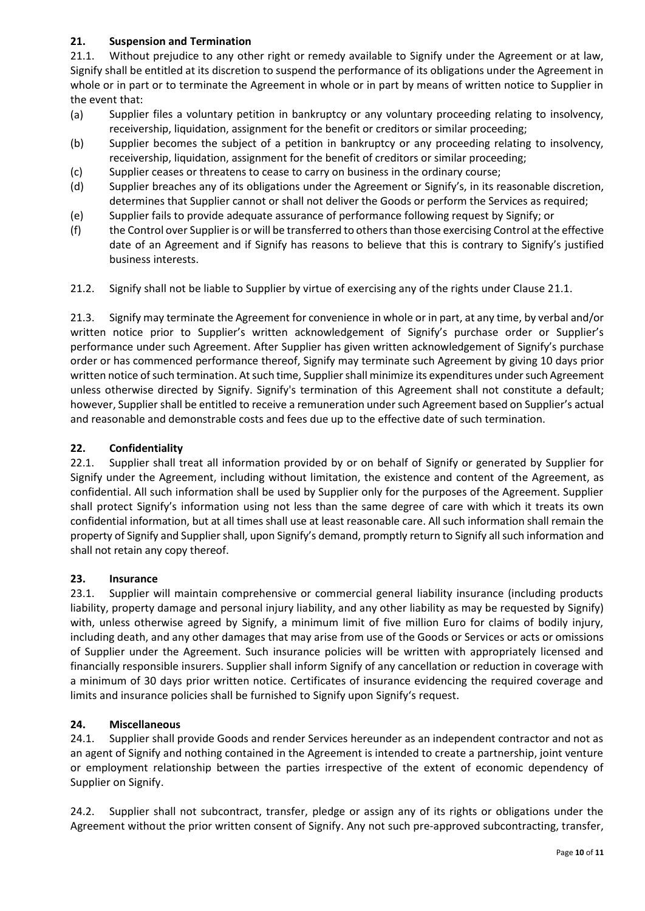## 21. Suspension and Termination

21.1. Without prejudice to any other right or remedy available to Signify under the Agreement or at law, Signify shall be entitled at its discretion to suspend the performance of its obligations under the Agreement in whole or in part or to terminate the Agreement in whole or in part by means of written notice to Supplier in the event that:

(a) Supplier files a voluntary petition in bankruptcy or any voluntary proceeding relating to insolvency, receivership, liquidation, assignment for the benefit or creditors or similar proceeding;

(b) Supplier becomes the subject of a petition in bankruptcy or any proceeding relating to insolvency, receivership, liquidation, assignment for the benefit of creditors or similar proceeding;

(c) Supplier ceases or threatens to cease to carry on business in the ordinary course;

(d) Supplier breaches any of its obligations under the Agreement or Signify's, in its reasonable discretion, determines that Supplier cannot or shall not deliver the Goods or perform the Services as required;

(e) Supplier fails to provide adequate assurance of performance following request by Signify; or

(f) the Control over Supplier is or will be transferred to others than those exercising Control at the effective date of an Agreement and if Signify has reasons to believe that this is contrary to Signify's justified business interests.

21.2. Signify shall not be liable to Supplier by virtue of exercising any of the rights under Clause 21.1.

21.3. Signify may terminate the Agreement for convenience in whole or in part, at any time, by verbal and/or written notice prior to Supplier's written acknowledgement of Signify's purchase order or Supplier's performance under such Agreement. After Supplier has given written acknowledgement of Signify's purchase order or has commenced performance thereof, Signify may terminate such Agreement by giving 10 days prior written notice of such termination. At such time, Supplier shall minimize its expenditures under such Agreement unless otherwise directed by Signify. Signify's termination of this Agreement shall not constitute a default; however, Supplier shall be entitled to receive a remuneration under such Agreement based on Supplier's actual and reasonable and demonstrable costs and fees due up to the effective date of such termination.

## 22. Confidentiality

22.1. Supplier shall treat all information provided by or on behalf of Signify or generated by Supplier for Signify under the Agreement, including without limitation, the existence and content of the Agreement, as confidential. All such information shall be used by Supplier only for the purposes of the Agreement. Supplier shall protect Signify's information using not less than the same degree of care with which it treats its own confidential information, but at all times shall use at least reasonable care. All such information shall remain the property of Signify and Supplier shall, upon Signify's demand, promptly return to Signify all such information and shall not retain any copy thereof.

## 23. Insurance

23.1. Supplier will maintain comprehensive or commercial general liability insurance (including products liability, property damage and personal injury liability, and any other liability as may be requested by Signify) with, unless otherwise agreed by Signify, a minimum limit of five million Euro for claims of bodily injury, including death, and any other damages that may arise from use of the Goods or Services or acts or omissions of Supplier under the Agreement. Such insurance policies will be written with appropriately licensed and financially responsible insurers. Supplier shall inform Signify of any cancellation or reduction in coverage with a minimum of 30 days prior written notice. Certificates of insurance evidencing the required coverage and limits and insurance policies shall be furnished to Signify upon Signify's request.

## 24. Miscellaneous

24.1. Supplier shall provide Goods and render Services hereunder as an independent contractor and not as an agent of Signify and nothing contained in the Agreement is intended to create a partnership, joint venture or employment relationship between the parties irrespective of the extent of economic dependency of Supplier on Signify.

24.2. Supplier shall not subcontract, transfer, pledge or assign any of its rights or obligations under the Agreement without the prior written consent of Signify. Any not such pre-approved subcontracting, transfer,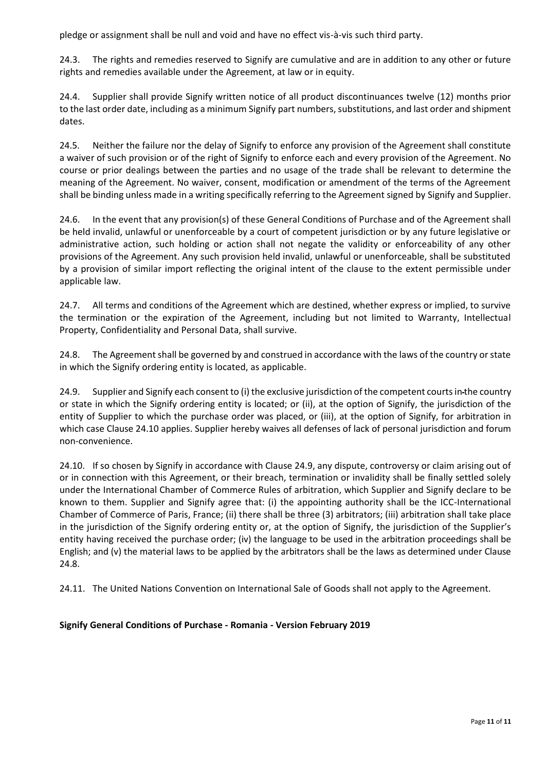pledge or assignment shall be null and void and have no effect vis-à-vis such third party.

24.3. The rights and remedies reserved to Signify are cumulative and are in addition to any other or future rights and remedies available under the Agreement, at law or in equity.

24.4. Supplier shall provide Signify written notice of all product discontinuances twelve (12) months prior to the last order date, including as a minimum Signify part numbers, substitutions, and last order and shipment dates.

24.5. Neither the failure nor the delay of Signify to enforce any provision of the Agreement shall constitute a waiver of such provision or of the right of Signify to enforce each and every provision of the Agreement. No course or prior dealings between the parties and no usage of the trade shall be relevant to determine the meaning of the Agreement. No waiver, consent, modification or amendment of the terms of the Agreement shall be binding unless made in a writing specifically referring to the Agreement signed by Signify and Supplier.

24.6. In the event that any provision(s) of these General Conditions of Purchase and of the Agreement shall be held invalid, unlawful or unenforceable by a court of competent jurisdiction or by any future legislative or administrative action, such holding or action shall not negate the validity or enforceability of any other provisions of the Agreement. Any such provision held invalid, unlawful or unenforceable, shall be substituted by a provision of similar import reflecting the original intent of the clause to the extent permissible under applicable law.

24.7. All terms and conditions of the Agreement which are destined, whether express or implied, to survive the termination or the expiration of the Agreement, including but not limited to Warranty, Intellectual Property, Confidentiality and Personal Data, shall survive.

24.8. The Agreement shall be governed by and construed in accordance with the laws of the country or state in which the Signify ordering entity is located, as applicable.

24.9. Supplier and Signify each consent to (i) the exclusive jurisdiction of the competent courts in the country or state in which the Signify ordering entity is located; or (ii), at the option of Signify, the jurisdiction of the entity of Supplier to which the purchase order was placed, or (iii), at the option of Signify, for arbitration in which case Clause 24.10 applies. Supplier hereby waives all defenses of lack of personal jurisdiction and forum non-convenience.

24.10. If so chosen by Signify in accordance with Clause 24.9, any dispute, controversy or claim arising out of or in connection with this Agreement, or their breach, termination or invalidity shall be finally settled solely under the International Chamber of Commerce Rules of arbitration, which Supplier and Signify declare to be known to them. Supplier and Signify agree that: (i) the appointing authority shall be the ICC-International Chamber of Commerce of Paris, France; (ii) there shall be three (3) arbitrators; (iii) arbitration shall take place in the jurisdiction of the Signify ordering entity or, at the option of Signify, the jurisdiction of the Supplier's entity having received the purchase order; (iv) the language to be used in the arbitration proceedings shall be English; and (v) the material laws to be applied by the arbitrators shall be the laws as determined under Clause 24.8.

24.11. The United Nations Convention on International Sale of Goods shall not apply to the Agreement.

**Signify General Conditions of Purchase - Romania - Version February 2019**